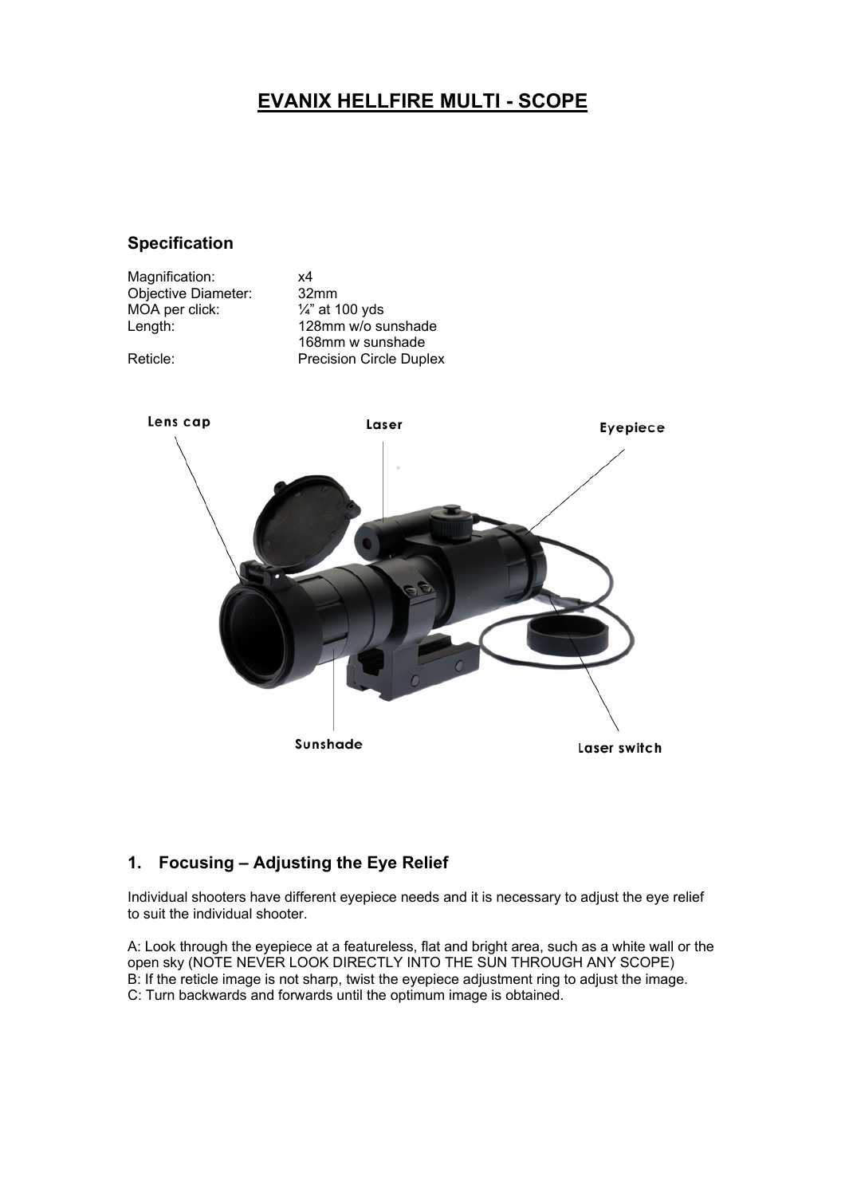# EVANIX HELLFIRE MULTI - SCOPE

## Specification

| | |
|---|---|
| Magnification: | x4 |
| Objective Diameter: | 32mm |
| MOA per click: | ¼" at 100 yds |
| Length: | 128mm w/o sunshade |
| | 168mm w sunshade |
| Reticle: | Precision Circle Duplex |

Lens cap

Laser

Eyepiece

Sunshade

Laser switch

## 1. Focusing – Adjusting the Eye Relief

Individual shooters have different eyepiece needs and it is necessary to adjust the eye relief to suit the individual shooter.

A: Look through the eyepiece at a featureless, flat and bright area, such as a white wall or the open sky (NOTE NEVER LOOK DIRECTLY INTO THE SUN THROUGH ANY SCOPE)
B: If the reticle image is not sharp, twist the eyepiece adjustment ring to adjust the image.
C: Turn backwards and forwards until the optimum image is obtained.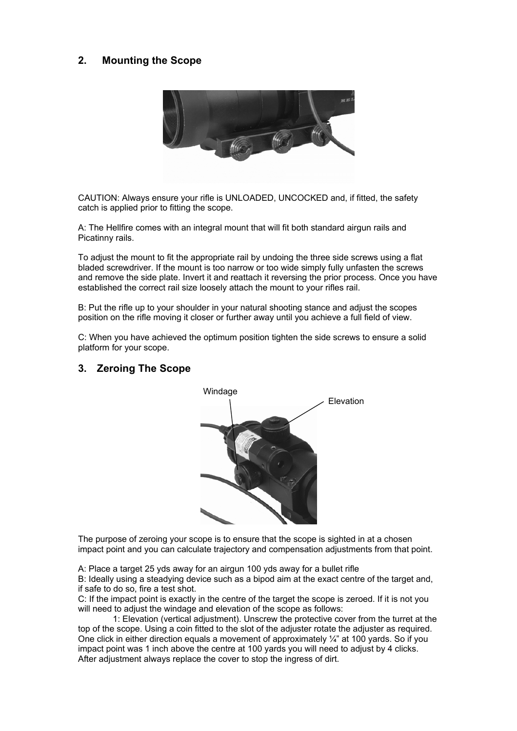## 2. Mounting the Scope

CAUTION: Always ensure your rifle is UNLOADED, UNCOCKED and, if fitted, the safety catch is applied prior to fitting the scope.

A: The Hellfire comes with an integral mount that will fit both standard airgun rails and Picatinny rails.

To adjust the mount to fit the appropriate rail by undoing the three side screws using a flat bladed screwdriver. If the mount is too narrow or too wide simply fully unfasten the screws and remove the side plate. Invert it and reattach it reversing the prior process. Once you have established the correct rail size loosely attach the mount to your rifles rail.

B: Put the rifle up to your shoulder in your natural shooting stance and adjust the scopes position on the rifle moving it closer or further away until you achieve a full field of view.

C: When you have achieved the optimum position tighten the side screws to ensure a solid platform for your scope.

## 3. Zeroing The Scope

Windage

Elevation

The purpose of zeroing your scope is to ensure that the scope is sighted in at a chosen impact point and you can calculate trajectory and compensation adjustments from that point.

A: Place a target 25 yds away for an airgun 100 yds away for a bullet rifle
B: Ideally using a steadying device such as a bipod aim at the exact centre of the target and, if safe to do so, fire a test shot.
C: If the impact point is exactly in the centre of the target the scope is zeroed. If it is not you will need to adjust the windage and elevation of the scope as follows:

1: Elevation (vertical adjustment). Unscrew the protective cover from the turret at the top of the scope. Using a coin fitted to the slot of the adjuster rotate the adjuster as required. One click in either direction equals a movement of approximately ¼" at 100 yards. So if you impact point was 1 inch above the centre at 100 yards you will need to adjust by 4 clicks. After adjustment always replace the cover to stop the ingress of dirt.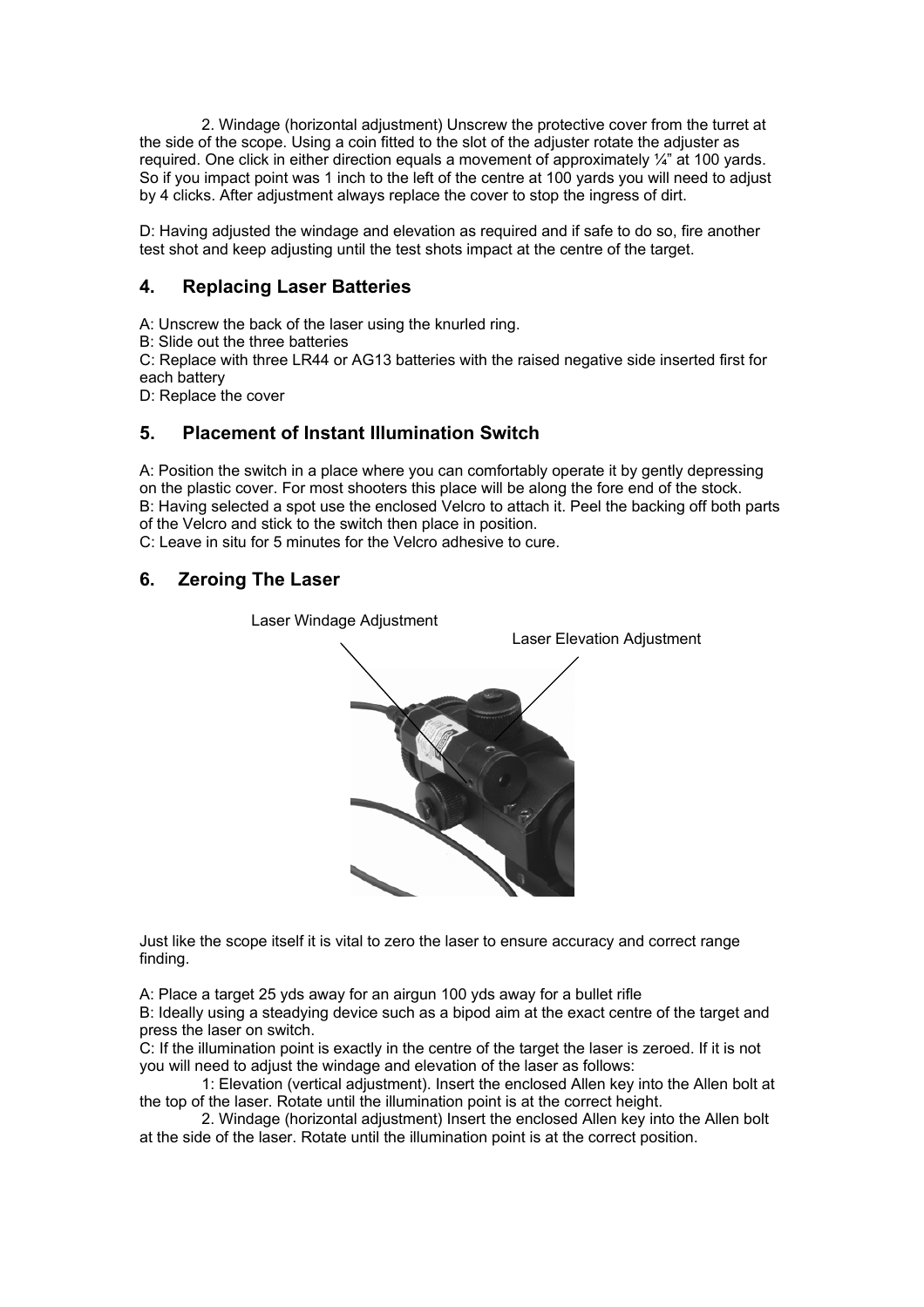2. Windage (horizontal adjustment) Unscrew the protective cover from the turret at the side of the scope. Using a coin fitted to the slot of the adjuster rotate the adjuster as required. One click in either direction equals a movement of approximately ¼" at 100 yards. So if you impact point was 1 inch to the left of the centre at 100 yards you will need to adjust by 4 clicks. After adjustment always replace the cover to stop the ingress of dirt.

D: Having adjusted the windage and elevation as required and if safe to do so, fire another test shot and keep adjusting until the test shots impact at the centre of the target.

## 4. Replacing Laser Batteries

A: Unscrew the back of the laser using the knurled ring.
B: Slide out the three batteries
C: Replace with three LR44 or AG13 batteries with the raised negative side inserted first for each battery
D: Replace the cover

## 5. Placement of Instant Illumination Switch

A: Position the switch in a place where you can comfortably operate it by gently depressing on the plastic cover. For most shooters this place will be along the fore end of the stock.
B: Having selected a spot use the enclosed Velcro to attach it. Peel the backing off both parts of the Velcro and stick to the switch then place in position.
C: Leave in situ for 5 minutes for the Velcro adhesive to cure.

## 6. Zeroing The Laser

Laser Windage Adjustment

Laser Elevation Adjustment

Just like the scope itself it is vital to zero the laser to ensure accuracy and correct range finding.

A: Place a target 25 yds away for an airgun 100 yds away for a bullet rifle
B: Ideally using a steadying device such as a bipod aim at the exact centre of the target and press the laser on switch.
C: If the illumination point is exactly in the centre of the target the laser is zeroed. If it is not you will need to adjust the windage and elevation of the laser as follows:

1: Elevation (vertical adjustment). Insert the enclosed Allen key into the Allen bolt at the top of the laser. Rotate until the illumination point is at the correct height.

2. Windage (horizontal adjustment) Insert the enclosed Allen key into the Allen bolt at the side of the laser. Rotate until the illumination point is at the correct position.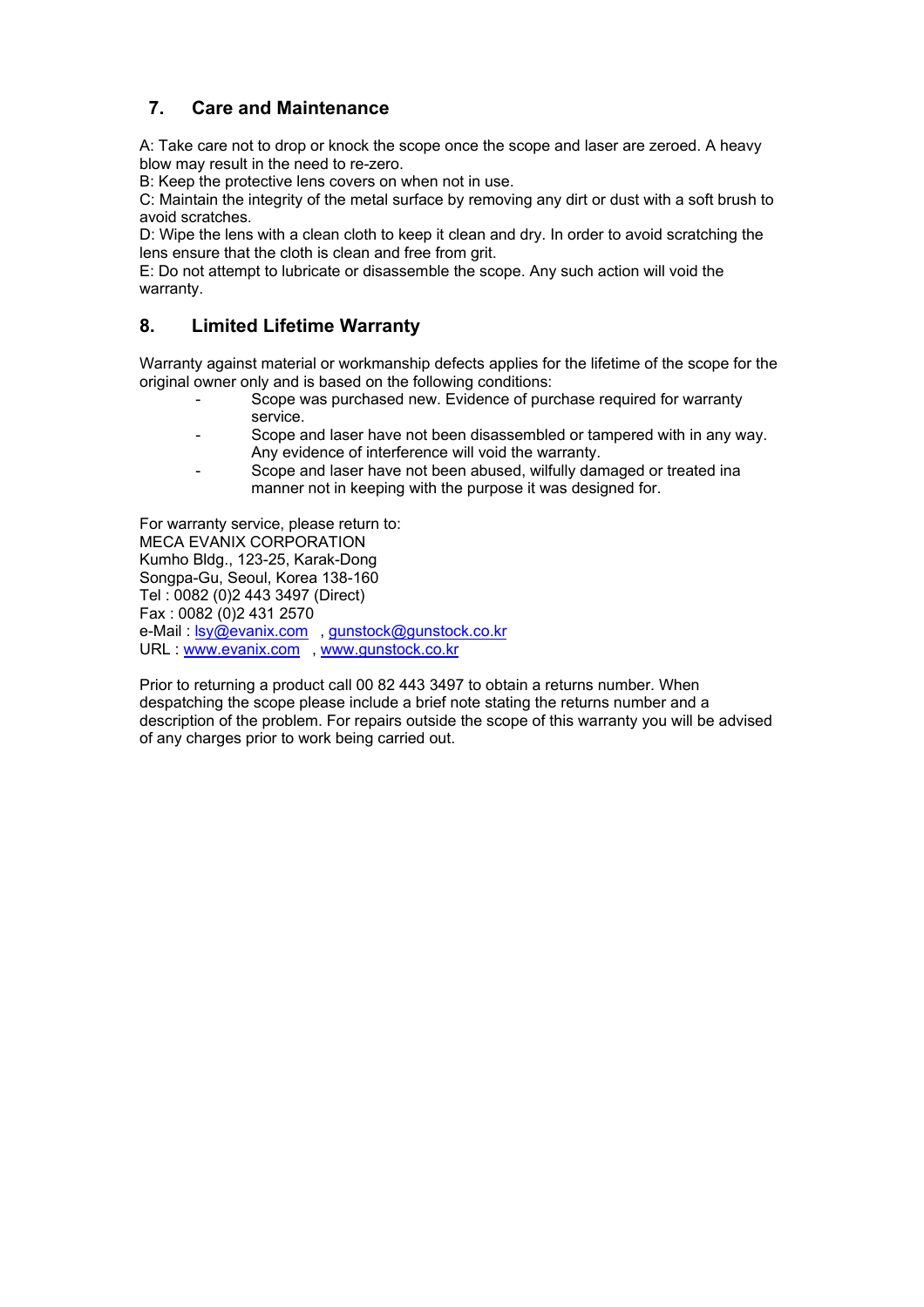## 7. Care and Maintenance

A: Take care not to drop or knock the scope once the scope and laser are zeroed. A heavy blow may result in the need to re-zero.
B: Keep the protective lens covers on when not in use.
C: Maintain the integrity of the metal surface by removing any dirt or dust with a soft brush to avoid scratches.
D: Wipe the lens with a clean cloth to keep it clean and dry. In order to avoid scratching the lens ensure that the cloth is clean and free from grit.
E: Do not attempt to lubricate or disassemble the scope. Any such action will void the warranty.

## 8. Limited Lifetime Warranty

Warranty against material or workmanship defects applies for the lifetime of the scope for the original owner only and is based on the following conditions:

- Scope was purchased new. Evidence of purchase required for warranty service.
- Scope and laser have not been disassembled or tampered with in any way. Any evidence of interference will void the warranty.
- Scope and laser have not been abused, wilfully damaged or treated ina manner not in keeping with the purpose it was designed for.

For warranty service, please return to:
MECA EVANIX CORPORATION
Kumho Bldg., 123-25, Karak-Dong
Songpa-Gu, Seoul, Korea 138-160
Tel : 0082 (0)2 443 3497 (Direct)
Fax : 0082 (0)2 431 2570
e-Mail : lsy@evanix.com , gunstock@gunstock.co.kr
URL : www.evanix.com , www.gunstock.co.kr

Prior to returning a product call 00 82 443 3497 to obtain a returns number. When despatching the scope please include a brief note stating the returns number and a description of the problem. For repairs outside the scope of this warranty you will be advised of any charges prior to work being carried out.